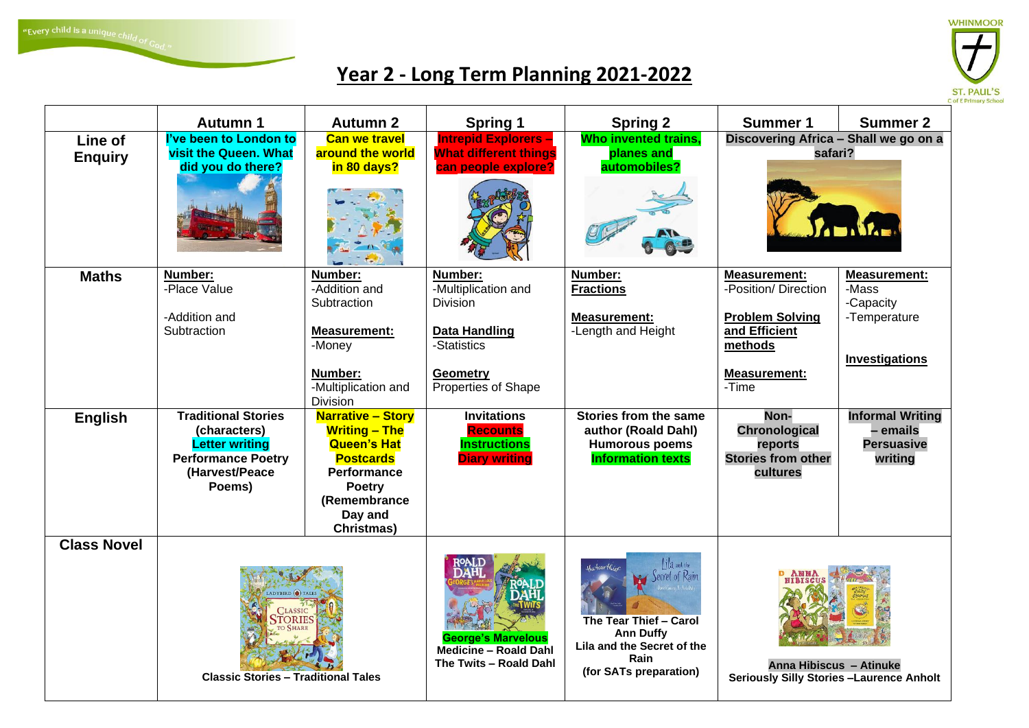# Year 2 - Long Term Planning 2021-2022

| | Autumn 1 | Autumn 2 | Spring 1 | Spring 2 | Summer 1 | Summer 2 |
|---|---|---|---|---|---|---|
| **Line of Enquiry** | **I've been to London to visit the Queen. What did you do there?** | **Can we travel around the world in 80 days?** | **Intrepid Explorers – What different things can people explore?** | **Who invented trains, planes and automobiles?** | **Discovering Africa – Shall we go on a safari?** | |
| **Maths** | **Number:** -Place Value<br><br>-Addition and Subtraction | **Number:** -Addition and Subtraction<br><br>**Measurement:** -Money<br><br>**Number:** -Multiplication and Division | **Number:** -Multiplication and Division<br><br>**Data Handling** -Statistics<br><br>**Geometry** Properties of Shape | **Number:** **Fractions**<br><br>**Measurement:** -Length and Height | **Measurement:** -Position/ Direction<br><br>**Problem Solving and Efficient methods**<br><br>**Measurement:** -Time | **Measurement:** -Mass -Capacity -Temperature<br><br>**Investigations** |
| **English** | **Traditional Stories (characters)**<br>**Letter writing**<br>**Performance Poetry (Harvest/Peace Poems)** | **Narrative – Story Writing – The Queen's Hat**<br>**Postcards**<br>**Performance Poetry (Remembrance Day and Christmas)** | **Invitations**<br>**Recounts**<br>**Instructions**<br>**Diary writing** | **Stories from the same author (Roald Dahl)**<br>**Humorous poems**<br>**Information texts** | **Non-Chronological reports**<br>**Stories from other cultures** | **Informal Writing – emails**<br>**Persuasive writing** |
| **Class Novel** | **Classic Stories – Traditional Tales** | | **George's Marvelous Medicine – Roald Dahl**<br>**The Twits – Roald Dahl** | **The Tear Thief – Carol Ann Duffy**<br>**Lila and the Secret of the Rain**<br>**(for SATs preparation)** | **Anna Hibiscus – Atinuke**<br>**Seriously Silly Stories –Laurence Anholt** | |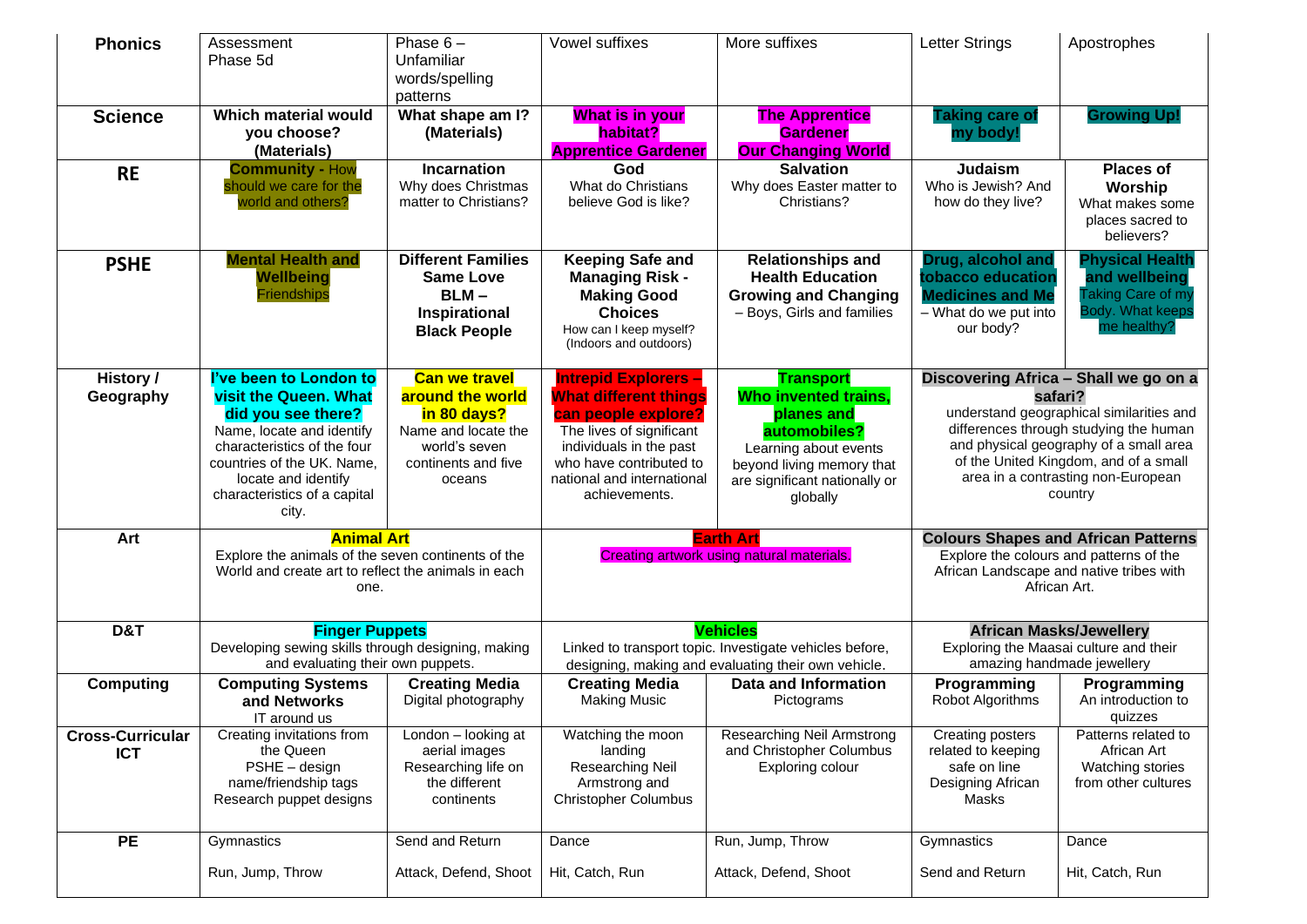| Phonics | Assessment Phase 5d | Phase 6 – Unfamiliar words/spelling patterns | Vowel suffixes | More suffixes | Letter Strings | Apostrophes |
|---|---|---|---|---|---|---|
| **Science** | **Which material would you choose? (Materials)** | **What shape am I? (Materials)** | **What is in your habitat? Apprentice Gardener** | **The Apprentice Gardener Our Changing World** | **Taking care of my body!** | **Growing Up!** |
| **RE** | **Community -** How should we care for the world and others? | **Incarnation** Why does Christmas matter to Christians? | **God** What do Christians believe God is like? | **Salvation** Why does Easter matter to Christians? | **Judaism** Who is Jewish? And how do they live? | **Places of Worship** What makes some places sacred to believers? |
| **PSHE** | **Mental Health and Wellbeing** Friendships | **Different Families Same Love BLM – Inspirational Black People** | **Keeping Safe and Managing Risk - Making Good Choices** How can I keep myself? (Indoors and outdoors) | **Relationships and Health Education Growing and Changing** – Boys, Girls and families | **Drug, alcohol and tobacco education Medicines and Me** – What do we put into our body? | **Physical Health and wellbeing** Taking Care of my Body. What keeps me healthy? |
| **History / Geography** | **I've been to London to visit the Queen. What did you see there?** Name, locate and identify characteristics of the four countries of the UK. Name, locate and identify characteristics of a capital city. | **Can we travel around the world in 80 days?** Name and locate the world's seven continents and five oceans | **Intrepid Explorers – What different things can people explore?** The lives of significant individuals in the past who have contributed to national and international achievements. | **Transport Who invented trains, planes and automobiles?** Learning about events beyond living memory that are significant nationally or globally | **Discovering Africa – Shall we go on a safari?** understand geographical similarities and differences through studying the human and physical geography of a small area of the United Kingdom, and of a small area in a contrasting non-European country | |
| **Art** | **Animal Art** Explore the animals of the seven continents of the World and create art to reflect the animals in each one. | | **Earth Art** Creating artwork using natural materials. | | **Colours Shapes and African Patterns** Explore the colours and patterns of the African Landscape and native tribes with African Art. | |
| **D&T** | **Finger Puppets** Developing sewing skills through designing, making and evaluating their own puppets. | | **Vehicles** Linked to transport topic. Investigate vehicles before, designing, making and evaluating their own vehicle. | | **African Masks/Jewellery** Exploring the Maasai culture and their amazing handmade jewellery | |
| **Computing** | **Computing Systems and Networks** IT around us | **Creating Media** Digital photography | **Creating Media** Making Music | **Data and Information** Pictograms | **Programming** Robot Algorithms | **Programming** An introduction to quizzes |
| **Cross-Curricular ICT** | Creating invitations from the Queen PSHE – design name/friendship tags Research puppet designs | London – looking at aerial images Researching life on the different continents | Watching the moon landing Researching Neil Armstrong and Christopher Columbus | Researching Neil Armstrong and Christopher Columbus Exploring colour | Creating posters related to keeping safe on line Designing African Masks | Patterns related to African Art Watching stories from other cultures |
| **PE** | Gymnastics<br><br>Run, Jump, Throw | Send and Return<br><br>Attack, Defend, Shoot | Dance<br><br>Hit, Catch, Run | Run, Jump, Throw<br><br>Attack, Defend, Shoot | Gymnastics<br><br>Send and Return | Dance<br><br>Hit, Catch, Run |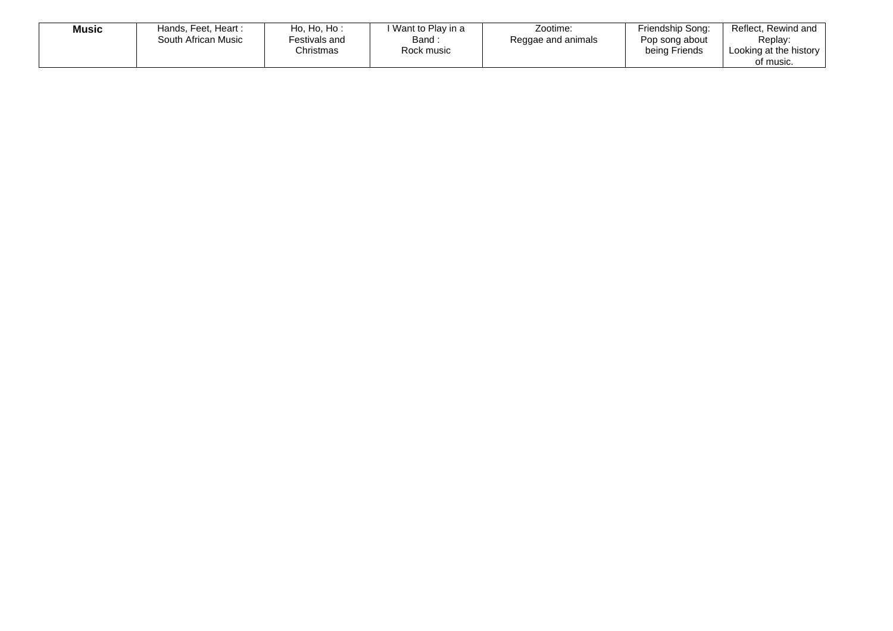| | | | | | | |
|---|---|---|---|---|---|---|
| **Music** | Hands, Feet, Heart : South African Music | Ho, Ho, Ho : Festivals and Christmas | I Want to Play in a Band : Rock music | Zootime: Reggae and animals | Friendship Song: Pop song about being Friends | Reflect, Rewind and Replay: Looking at the history of music. |